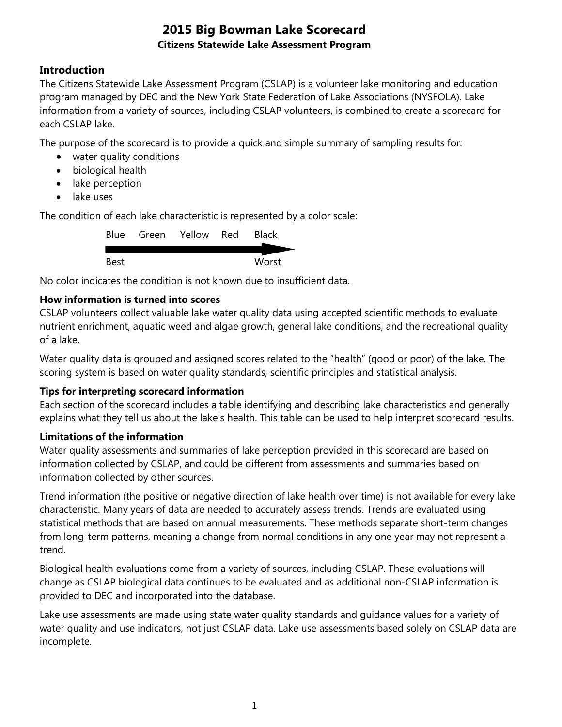# 2015 Big Bowman Lake Scorecard

**Citizens Statewide Lake Assessment Program**

## Introduction

The Citizens Statewide Lake Assessment Program (CSLAP) is a volunteer lake monitoring and education program managed by DEC and the New York State Federation of Lake Associations (NYSFOLA). Lake information from a variety of sources, including CSLAP volunteers, is combined to create a scorecard for each CSLAP lake.

The purpose of the scorecard is to provide a quick and simple summary of sampling results for:

- water quality conditions
- biological health
- lake perception
- lake uses

The condition of each lake characteristic is represented by a color scale:

Blue Green Yellow Red Black

Best → Worst

No color indicates the condition is not known due to insufficient data.

### How information is turned into scores

CSLAP volunteers collect valuable lake water quality data using accepted scientific methods to evaluate nutrient enrichment, aquatic weed and algae growth, general lake conditions, and the recreational quality of a lake.

Water quality data is grouped and assigned scores related to the "health" (good or poor) of the lake. The scoring system is based on water quality standards, scientific principles and statistical analysis.

### Tips for interpreting scorecard information

Each section of the scorecard includes a table identifying and describing lake characteristics and generally explains what they tell us about the lake's health. This table can be used to help interpret scorecard results.

### Limitations of the information

Water quality assessments and summaries of lake perception provided in this scorecard are based on information collected by CSLAP, and could be different from assessments and summaries based on information collected by other sources.

Trend information (the positive or negative direction of lake health over time) is not available for every lake characteristic. Many years of data are needed to accurately assess trends. Trends are evaluated using statistical methods that are based on annual measurements. These methods separate short-term changes from long-term patterns, meaning a change from normal conditions in any one year may not represent a trend.

Biological health evaluations come from a variety of sources, including CSLAP. These evaluations will change as CSLAP biological data continues to be evaluated and as additional non-CSLAP information is provided to DEC and incorporated into the database.

Lake use assessments are made using state water quality standards and guidance values for a variety of water quality and use indicators, not just CSLAP data. Lake use assessments based solely on CSLAP data are incomplete.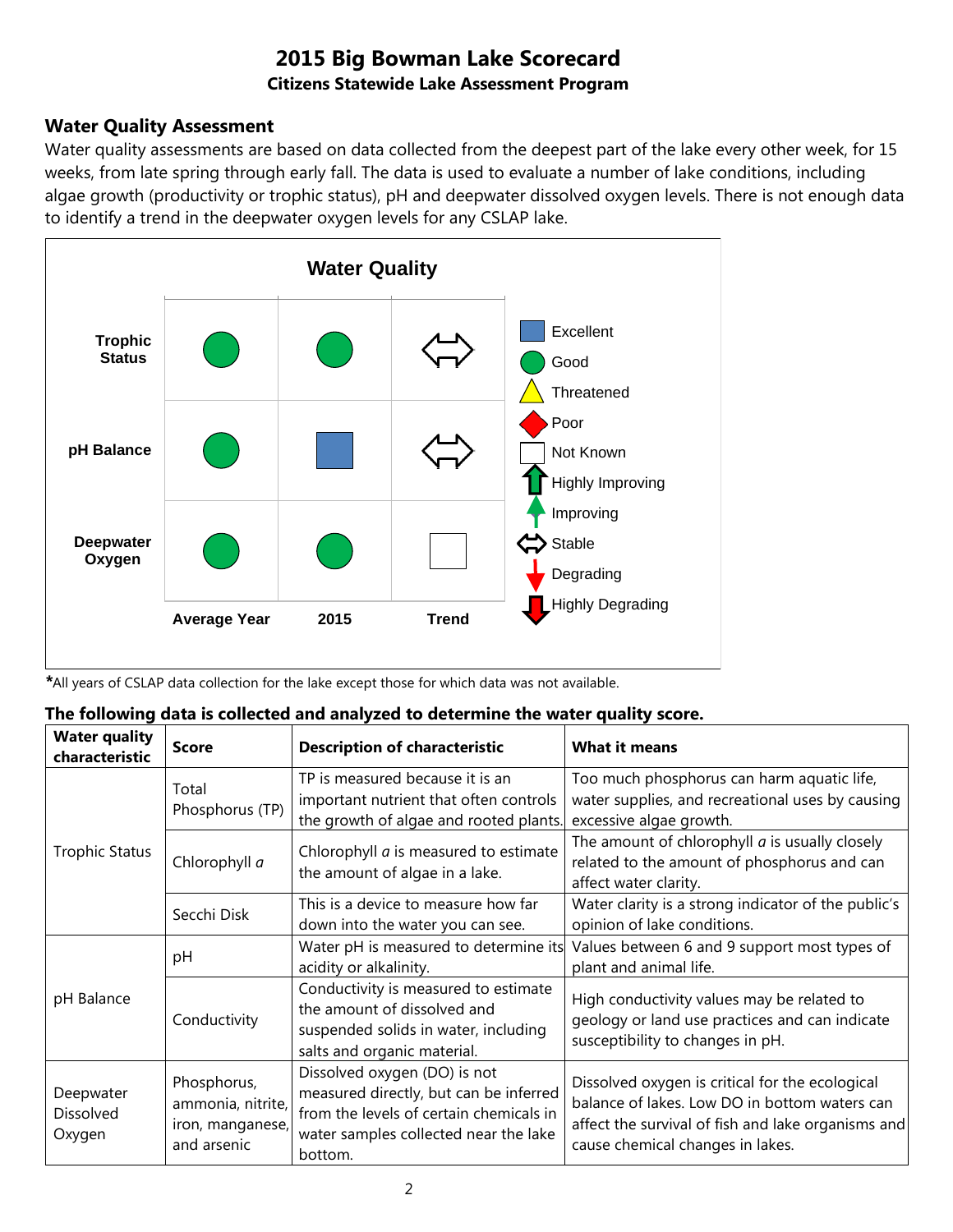# 2015 Big Bowman Lake Scorecard

**Citizens Statewide Lake Assessment Program**

## Water Quality Assessment

Water quality assessments are based on data collected from the deepest part of the lake every other week, for 15 weeks, from late spring through early fall. The data is used to evaluate a number of lake conditions, including algae growth (productivity or trophic status), pH and deepwater dissolved oxygen levels. There is not enough data to identify a trend in the deepwater oxygen levels for any CSLAP lake.

**Water Quality**

| | Average Year | 2015 | Trend |
|---|---|---|---|
| **Trophic Status** | Good | Good | Stable |
| **pH Balance** | Good | Excellent | Stable |
| **Deepwater Oxygen** | Good | Good | Not Known |

Legend: Excellent, Good, Threatened, Poor, Not Known, Highly Improving, Improving, Stable, Degrading, Highly Degrading

***All years of CSLAP data collection for the lake except those for which data was not available.**

**The following data is collected and analyzed to determine the water quality score.**

| Water quality characteristic | Score | Description of characteristic | What it means |
|---|---|---|---|
| Trophic Status | Total Phosphorus (TP) | TP is measured because it is an important nutrient that often controls the growth of algae and rooted plants. | Too much phosphorus can harm aquatic life, water supplies, and recreational uses by causing excessive algae growth. |
| | Chlorophyll *a* | Chlorophyll *a* is measured to estimate the amount of algae in a lake. | The amount of chlorophyll *a* is usually closely related to the amount of phosphorus and can affect water clarity. |
| | Secchi Disk | This is a device to measure how far down into the water you can see. | Water clarity is a strong indicator of the public's opinion of lake conditions. |
| pH Balance | pH | Water pH is measured to determine its acidity or alkalinity. | Values between 6 and 9 support most types of plant and animal life. |
| | Conductivity | Conductivity is measured to estimate the amount of dissolved and suspended solids in water, including salts and organic material. | High conductivity values may be related to geology or land use practices and can indicate susceptibility to changes in pH. |
| Deepwater Dissolved Oxygen | Phosphorus, ammonia, nitrite, iron, manganese, and arsenic | Dissolved oxygen (DO) is not measured directly, but can be inferred from the levels of certain chemicals in water samples collected near the lake bottom. | Dissolved oxygen is critical for the ecological balance of lakes. Low DO in bottom waters can affect the survival of fish and lake organisms and cause chemical changes in lakes. |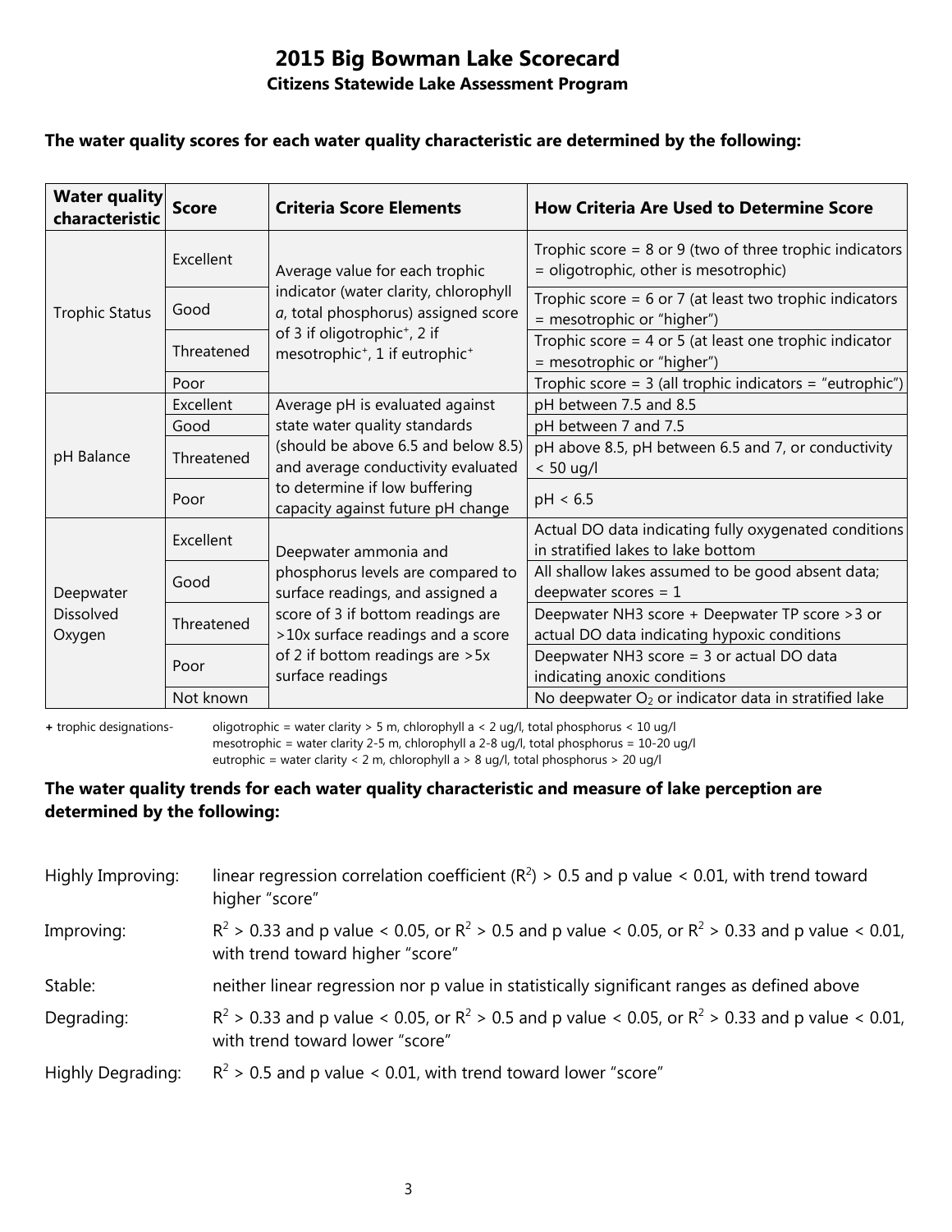# 2015 Big Bowman Lake Scorecard

## Citizens Statewide Lake Assessment Program

**The water quality scores for each water quality characteristic are determined by the following:**

| Water quality characteristic | Score | Criteria Score Elements | How Criteria Are Used to Determine Score |
|---|---|---|---|
| Trophic Status | Excellent | Average value for each trophic indicator (water clarity, chlorophyll *a*, total phosphorus) assigned score of 3 if oligotrophic+, 2 if mesotrophic+, 1 if eutrophic+ | Trophic score = 8 or 9 (two of three trophic indicators = oligotrophic, other is mesotrophic) |
| | Good | | Trophic score = 6 or 7 (at least two trophic indicators = mesotrophic or "higher") |
| | Threatened | | Trophic score = 4 or 5 (at least one trophic indicator = mesotrophic or "higher") |
| | Poor | | Trophic score = 3 (all trophic indicators = "eutrophic") |
| pH Balance | Excellent | Average pH is evaluated against state water quality standards (should be above 6.5 and below 8.5) and average conductivity evaluated to determine if low buffering capacity against future pH change | pH between 7.5 and 8.5 |
| | Good | | pH between 7 and 7.5 |
| | Threatened | | pH above 8.5, pH between 6.5 and 7, or conductivity < 50 ug/l |
| | Poor | | pH < 6.5 |
| Deepwater Dissolved Oxygen | Excellent | Deepwater ammonia and phosphorus levels are compared to surface readings, and assigned a score of 3 if bottom readings are >10x surface readings and a score of 2 if bottom readings are >5x surface readings | Actual DO data indicating fully oxygenated conditions in stratified lakes to lake bottom |
| | Good | | All shallow lakes assumed to be good absent data; deepwater scores = 1 |
| | Threatened | | Deepwater NH3 score + Deepwater TP score >3 or actual DO data indicating hypoxic conditions |
| | Poor | | Deepwater NH3 score = 3 or actual DO data indicating anoxic conditions |
| | Not known | | No deepwater $O_2$ or indicator data in stratified lake |

**+** trophic designations- oligotrophic = water clarity > 5 m, chlorophyll a < 2 ug/l, total phosphorus < 10 ug/l
mesotrophic = water clarity 2-5 m, chlorophyll a 2-8 ug/l, total phosphorus = 10-20 ug/l
eutrophic = water clarity < 2 m, chlorophyll a > 8 ug/l, total phosphorus > 20 ug/l

**The water quality trends for each water quality characteristic and measure of lake perception are determined by the following:**

Highly Improving: linear regression correlation coefficient ($R^2$) > 0.5 and p value < 0.01, with trend toward higher "score"

Improving: $R^2$ > 0.33 and p value < 0.05, or $R^2$ > 0.5 and p value < 0.05, or $R^2$ > 0.33 and p value < 0.01, with trend toward higher "score"

Stable: neither linear regression nor p value in statistically significant ranges as defined above

Degrading: $R^2$ > 0.33 and p value < 0.05, or $R^2$ > 0.5 and p value < 0.05, or $R^2$ > 0.33 and p value < 0.01, with trend toward lower "score"

Highly Degrading: $R^2$ > 0.5 and p value < 0.01, with trend toward lower "score"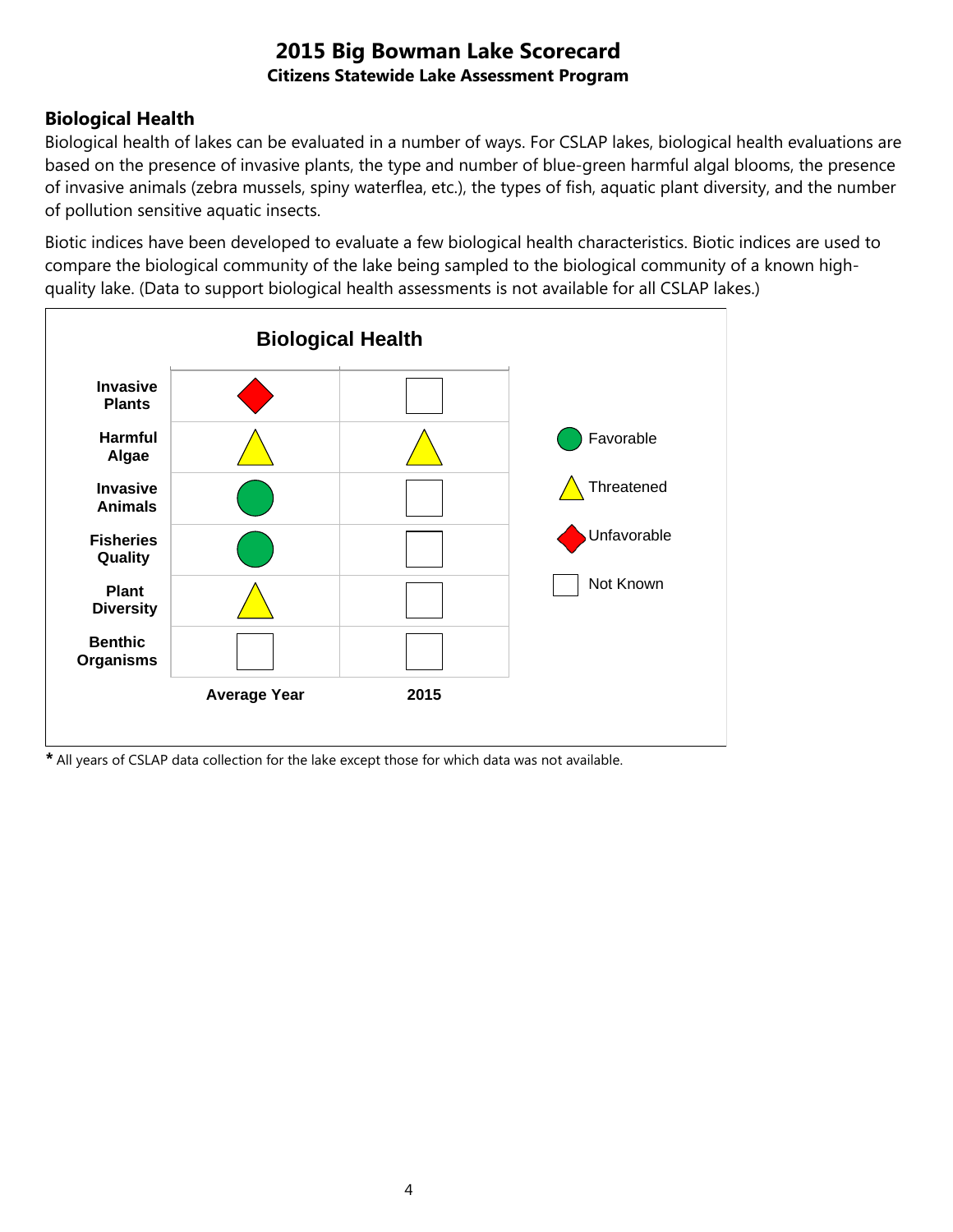# 2015 Big Bowman Lake Scorecard

**Citizens Statewide Lake Assessment Program**

## Biological Health

Biological health of lakes can be evaluated in a number of ways. For CSLAP lakes, biological health evaluations are based on the presence of invasive plants, the type and number of blue-green harmful algal blooms, the presence of invasive animals (zebra mussels, spiny waterflea, etc.), the types of fish, aquatic plant diversity, and the number of pollution sensitive aquatic insects.

Biotic indices have been developed to evaluate a few biological health characteristics. Biotic indices are used to compare the biological community of the lake being sampled to the biological community of a known high-quality lake. (Data to support biological health assessments is not available for all CSLAP lakes.)

**Biological Health**

| | Average Year | 2015 |
|---|---|---|
| Invasive Plants | Unfavorable | Not Known |
| Harmful Algae | Threatened | Threatened |
| Invasive Animals | Favorable | Not Known |
| Fisheries Quality | Favorable | Not Known |
| Plant Diversity | Threatened | Not Known |
| Benthic Organisms | Not Known | Not Known |

Legend: Favorable (green circle), Threatened (yellow triangle), Unfavorable (red diamond), Not Known (empty square)

**\*** All years of CSLAP data collection for the lake except those for which data was not available.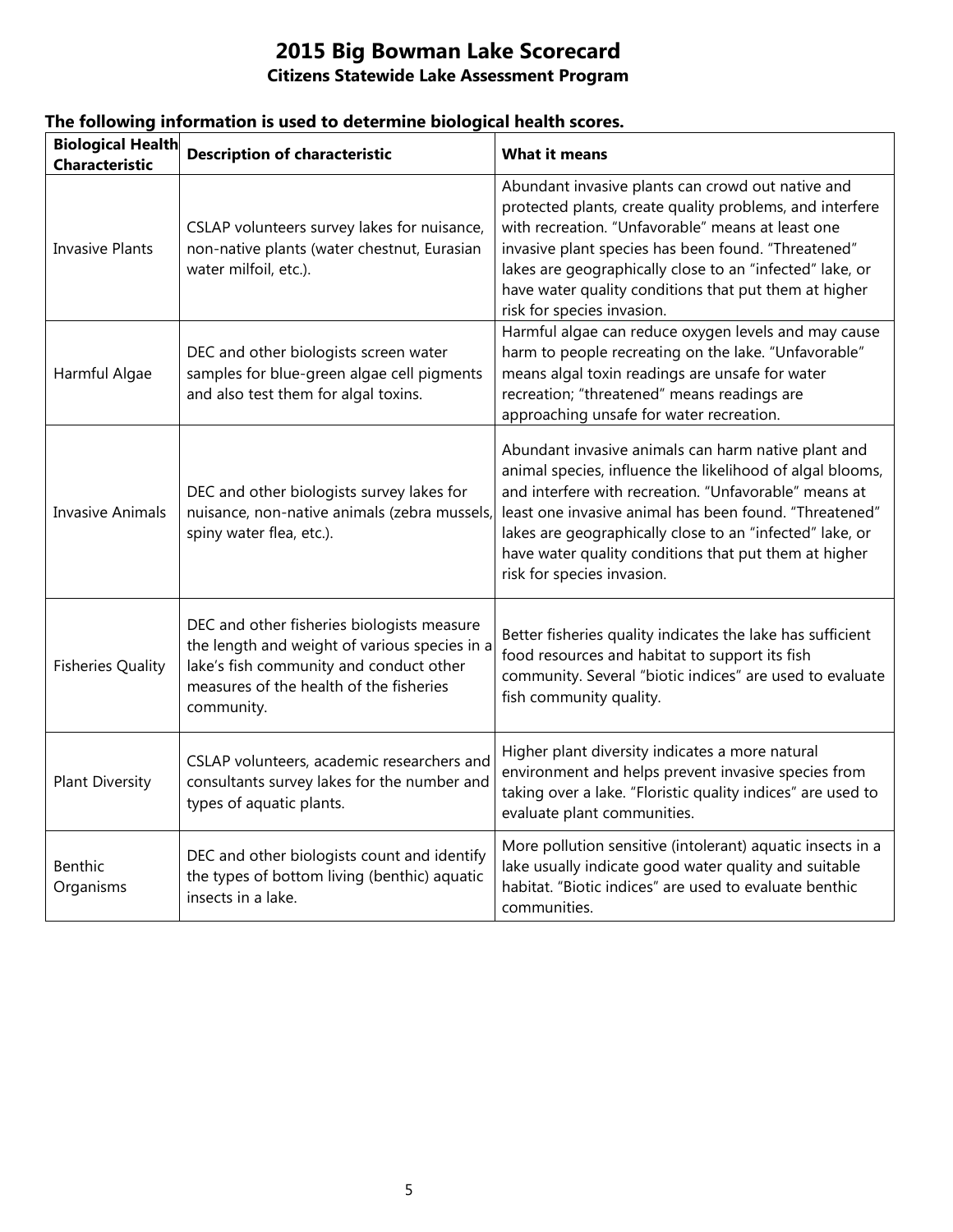# 2015 Big Bowman Lake Scorecard

## Citizens Statewide Lake Assessment Program

**The following information is used to determine biological health scores.**

| Biological Health Characteristic | Description of characteristic | What it means |
|---|---|---|
| Invasive Plants | CSLAP volunteers survey lakes for nuisance, non-native plants (water chestnut, Eurasian water milfoil, etc.). | Abundant invasive plants can crowd out native and protected plants, create quality problems, and interfere with recreation. "Unfavorable" means at least one invasive plant species has been found. "Threatened" lakes are geographically close to an "infected" lake, or have water quality conditions that put them at higher risk for species invasion. |
| Harmful Algae | DEC and other biologists screen water samples for blue-green algae cell pigments and also test them for algal toxins. | Harmful algae can reduce oxygen levels and may cause harm to people recreating on the lake. "Unfavorable" means algal toxin readings are unsafe for water recreation; "threatened" means readings are approaching unsafe for water recreation. |
| Invasive Animals | DEC and other biologists survey lakes for nuisance, non-native animals (zebra mussels, spiny water flea, etc.). | Abundant invasive animals can harm native plant and animal species, influence the likelihood of algal blooms, and interfere with recreation. "Unfavorable" means at least one invasive animal has been found. "Threatened" lakes are geographically close to an "infected" lake, or have water quality conditions that put them at higher risk for species invasion. |
| Fisheries Quality | DEC and other fisheries biologists measure the length and weight of various species in a lake's fish community and conduct other measures of the health of the fisheries community. | Better fisheries quality indicates the lake has sufficient food resources and habitat to support its fish community. Several "biotic indices" are used to evaluate fish community quality. |
| Plant Diversity | CSLAP volunteers, academic researchers and consultants survey lakes for the number and types of aquatic plants. | Higher plant diversity indicates a more natural environment and helps prevent invasive species from taking over a lake. "Floristic quality indices" are used to evaluate plant communities. |
| Benthic Organisms | DEC and other biologists count and identify the types of bottom living (benthic) aquatic insects in a lake. | More pollution sensitive (intolerant) aquatic insects in a lake usually indicate good water quality and suitable habitat. "Biotic indices" are used to evaluate benthic communities. |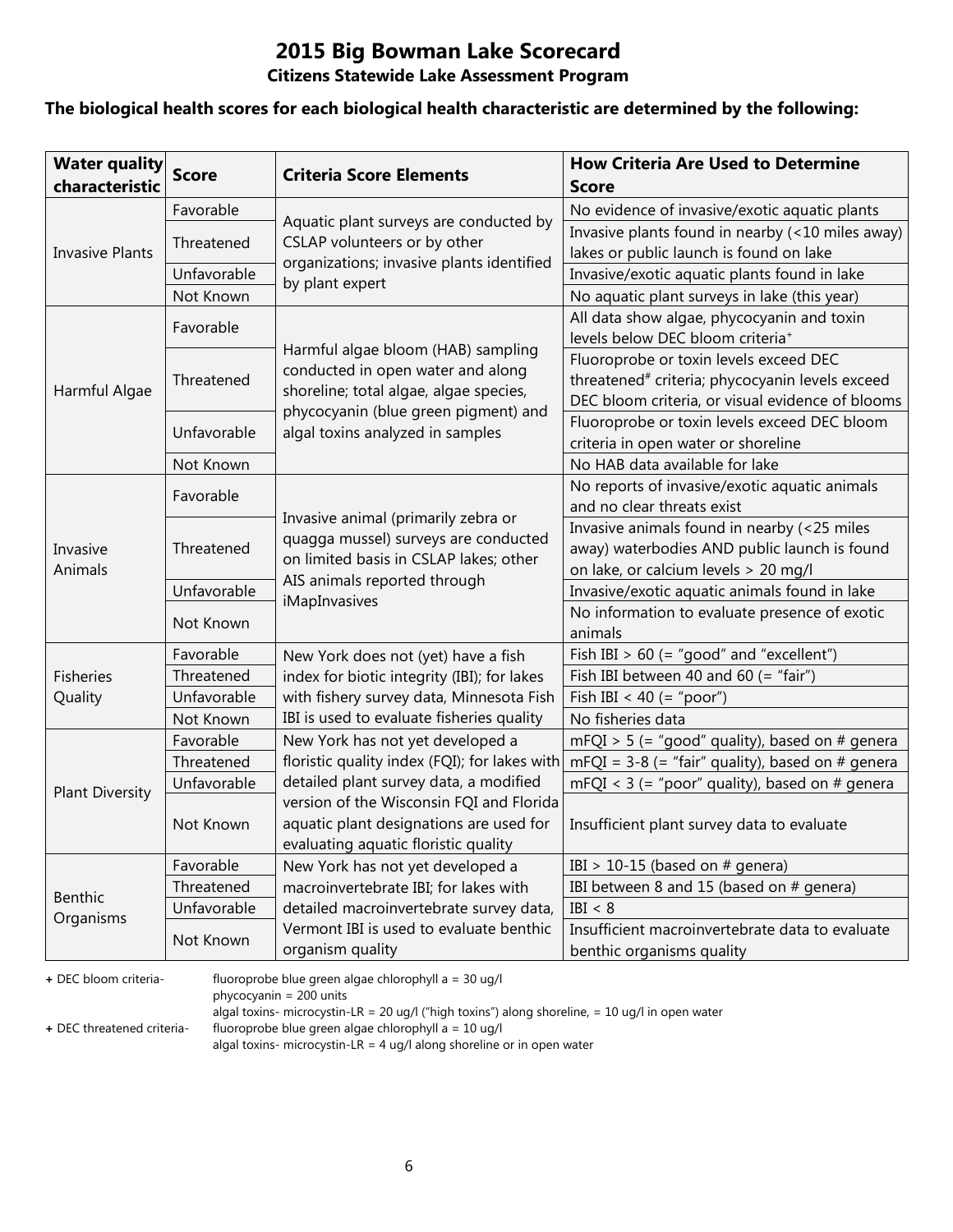# 2015 Big Bowman Lake Scorecard

## Citizens Statewide Lake Assessment Program

**The biological health scores for each biological health characteristic are determined by the following:**

| Water quality characteristic | Score | Criteria Score Elements | How Criteria Are Used to Determine Score |
|---|---|---|---|
| Invasive Plants | Favorable | Aquatic plant surveys are conducted by CSLAP volunteers or by other organizations; invasive plants identified by plant expert | No evidence of invasive/exotic aquatic plants |
| | Threatened | | Invasive plants found in nearby (<10 miles away) lakes or public launch is found on lake |
| | Unfavorable | | Invasive/exotic aquatic plants found in lake |
| | Not Known | | No aquatic plant surveys in lake (this year) |
| Harmful Algae | Favorable | Harmful algae bloom (HAB) sampling conducted in open water and along shoreline; total algae, algae species, phycocyanin (blue green pigment) and algal toxins analyzed in samples | All data show algae, phycocyanin and toxin levels below DEC bloom criteria+ |
| | Threatened | | Fluoroprobe or toxin levels exceed DEC threatened# criteria; phycocyanin levels exceed DEC bloom criteria, or visual evidence of blooms |
| | Unfavorable | | Fluoroprobe or toxin levels exceed DEC bloom criteria in open water or shoreline |
| | Not Known | | No HAB data available for lake |
| Invasive Animals | Favorable | Invasive animal (primarily zebra or quagga mussel) surveys are conducted on limited basis in CSLAP lakes; other AIS animals reported through iMapInvasives | No reports of invasive/exotic aquatic animals and no clear threats exist |
| | Threatened | | Invasive animals found in nearby (<25 miles away) waterbodies AND public launch is found on lake, or calcium levels > 20 mg/l |
| | Unfavorable | | Invasive/exotic aquatic animals found in lake |
| | Not Known | | No information to evaluate presence of exotic animals |
| Fisheries Quality | Favorable | New York does not (yet) have a fish index for biotic integrity (IBI); for lakes with fishery survey data, Minnesota Fish IBI is used to evaluate fisheries quality | Fish IBI > 60 (= "good" and "excellent") |
| | Threatened | | Fish IBI between 40 and 60 (= "fair") |
| | Unfavorable | | Fish IBI < 40 (= "poor") |
| | Not Known | | No fisheries data |
| Plant Diversity | Favorable | New York has not yet developed a floristic quality index (FQI); for lakes with detailed plant survey data, a modified version of the Wisconsin FQI and Florida aquatic plant designations are used for evaluating aquatic floristic quality | mFQI > 5 (= "good" quality), based on # genera |
| | Threatened | | mFQI = 3-8 (= "fair" quality), based on # genera |
| | Unfavorable | | mFQI < 3 (= "poor" quality), based on # genera |
| | Not Known | | Insufficient plant survey data to evaluate |
| Benthic Organisms | Favorable | New York has not yet developed a macroinvertebrate IBI; for lakes with detailed macroinvertebrate survey data, Vermont IBI is used to evaluate benthic organism quality | IBI > 10-15 (based on # genera) |
| | Threatened | | IBI between 8 and 15 (based on # genera) |
| | Unfavorable | | IBI < 8 |
| | Not Known | | Insufficient macroinvertebrate data to evaluate benthic organisms quality |

+ DEC bloom criteria- fluoroprobe blue green algae chlorophyll a = 30 ug/l
phycocyanin = 200 units
algal toxins- microcystin-LR = 20 ug/l ("high toxins") along shoreline, = 10 ug/l in open water

+ DEC threatened criteria- fluoroprobe blue green algae chlorophyll a = 10 ug/l
algal toxins- microcystin-LR = 4 ug/l along shoreline or in open water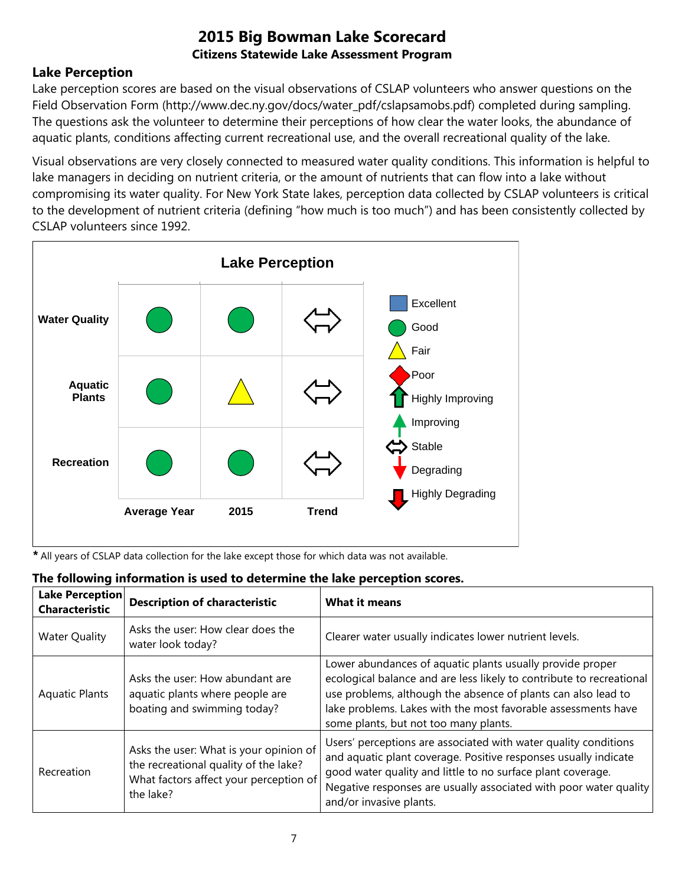# 2015 Big Bowman Lake Scorecard

**Citizens Statewide Lake Assessment Program**

## Lake Perception

Lake perception scores are based on the visual observations of CSLAP volunteers who answer questions on the Field Observation Form (http://www.dec.ny.gov/docs/water_pdf/cslapsamobs.pdf) completed during sampling. The questions ask the volunteer to determine their perceptions of how clear the water looks, the abundance of aquatic plants, conditions affecting current recreational use, and the overall recreational quality of the lake.

Visual observations are very closely connected to measured water quality conditions. This information is helpful to lake managers in deciding on nutrient criteria, or the amount of nutrients that can flow into a lake without compromising its water quality. For New York State lakes, perception data collected by CSLAP volunteers is critical to the development of nutrient criteria (defining "how much is too much") and has been consistently collected by CSLAP volunteers since 1992.

**Lake Perception**

| | Average Year | 2015 | Trend |
|---|---|---|---|
| Water Quality | Good | Good | Stable |
| Aquatic Plants | Good | Fair | Stable |
| Recreation | Good | Good | Stable |

Legend: Excellent, Good, Fair, Poor, Highly Improving, Improving, Stable, Degrading, Highly Degrading

**\*** All years of CSLAP data collection for the lake except those for which data was not available.

### The following information is used to determine the lake perception scores.

| Lake Perception Characteristic | Description of characteristic | What it means |
|---|---|---|
| Water Quality | Asks the user: How clear does the water look today? | Clearer water usually indicates lower nutrient levels. |
| Aquatic Plants | Asks the user: How abundant are aquatic plants where people are boating and swimming today? | Lower abundances of aquatic plants usually provide proper ecological balance and are less likely to contribute to recreational use problems, although the absence of plants can also lead to lake problems. Lakes with the most favorable assessments have some plants, but not too many plants. |
| Recreation | Asks the user: What is your opinion of the recreational quality of the lake? What factors affect your perception of the lake? | Users' perceptions are associated with water quality conditions and aquatic plant coverage. Positive responses usually indicate good water quality and little to no surface plant coverage. Negative responses are usually associated with poor water quality and/or invasive plants. |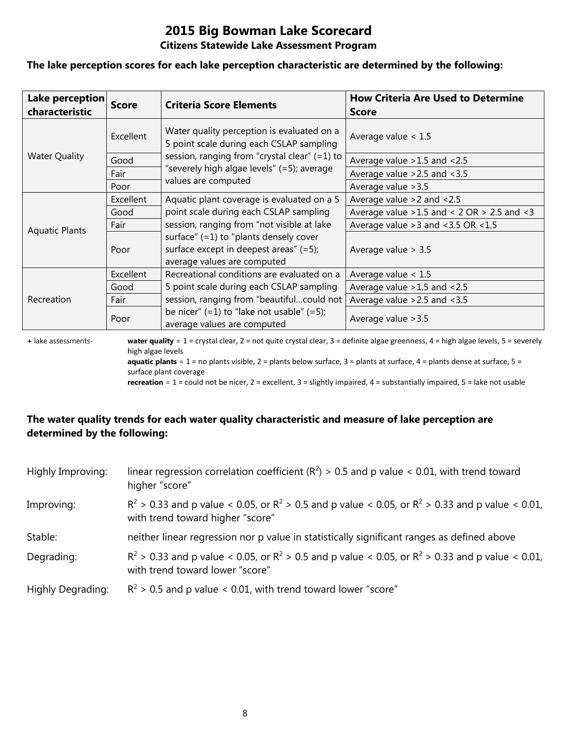# 2015 Big Bowman Lake Scorecard

## Citizens Statewide Lake Assessment Program

**The lake perception scores for each lake perception characteristic are determined by the following:**

| Lake perception characteristic | Score | Criteria Score Elements | How Criteria Are Used to Determine Score |
|---|---|---|---|
| Water Quality | Excellent | Water quality perception is evaluated on a 5 point scale during each CSLAP sampling session, ranging from "crystal clear" (=1) to "severely high algae levels" (=5); average values are computed | Average value < 1.5 |
| | Good | | Average value >1.5 and <2.5 |
| | Fair | | Average value >2.5 and <3.5 |
| | Poor | | Average value >3.5 |
| Aquatic Plants | Excellent | Aquatic plant coverage is evaluated on a 5 point scale during each CSLAP sampling session, ranging from "not visible at lake surface" (=1) to "plants densely cover surface except in deepest areas" (=5); average values are computed | Average value >2 and <2.5 |
| | Good | | Average value >1.5 and < 2 OR > 2.5 and <3 |
| | Fair | | Average value >3 and <3.5 OR <1.5 |
| | Poor | | Average value > 3.5 |
| Recreation | Excellent | Recreational conditions are evaluated on a 5 point scale during each CSLAP sampling session, ranging from "beautiful…could not be nicer" (=1) to "lake not usable" (=5); average values are computed | Average value < 1.5 |
| | Good | | Average value >1.5 and <2.5 |
| | Fair | | Average value >2.5 and <3.5 |
| | Poor | | Average value >3.5 |

+ lake assessments- **water quality** = 1 = crystal clear, 2 = not quite crystal clear, 3 = definite algae greenness, 4 = high algae levels, 5 = severely high algae levels
**aquatic plants** = 1 = no plants visible, 2 = plants below surface, 3 = plants at surface, 4 = plants dense at surface, 5 = surface plant coverage
**recreation** = 1 = could not be nicer, 2 = excellent, 3 = slightly impaired, 4 = substantially impaired, 5 = lake not usable

**The water quality trends for each water quality characteristic and measure of lake perception are determined by the following:**

Highly Improving: linear regression correlation coefficient ($R^2$) > 0.5 and p value < 0.01, with trend toward higher "score"

Improving: $R^2$ > 0.33 and p value < 0.05, or $R^2$ > 0.5 and p value < 0.05, or $R^2$ > 0.33 and p value < 0.01, with trend toward higher "score"

Stable: neither linear regression nor p value in statistically significant ranges as defined above

Degrading: $R^2$ > 0.33 and p value < 0.05, or $R^2$ > 0.5 and p value < 0.05, or $R^2$ > 0.33 and p value < 0.01, with trend toward lower "score"

Highly Degrading: $R^2$ > 0.5 and p value < 0.01, with trend toward lower "score"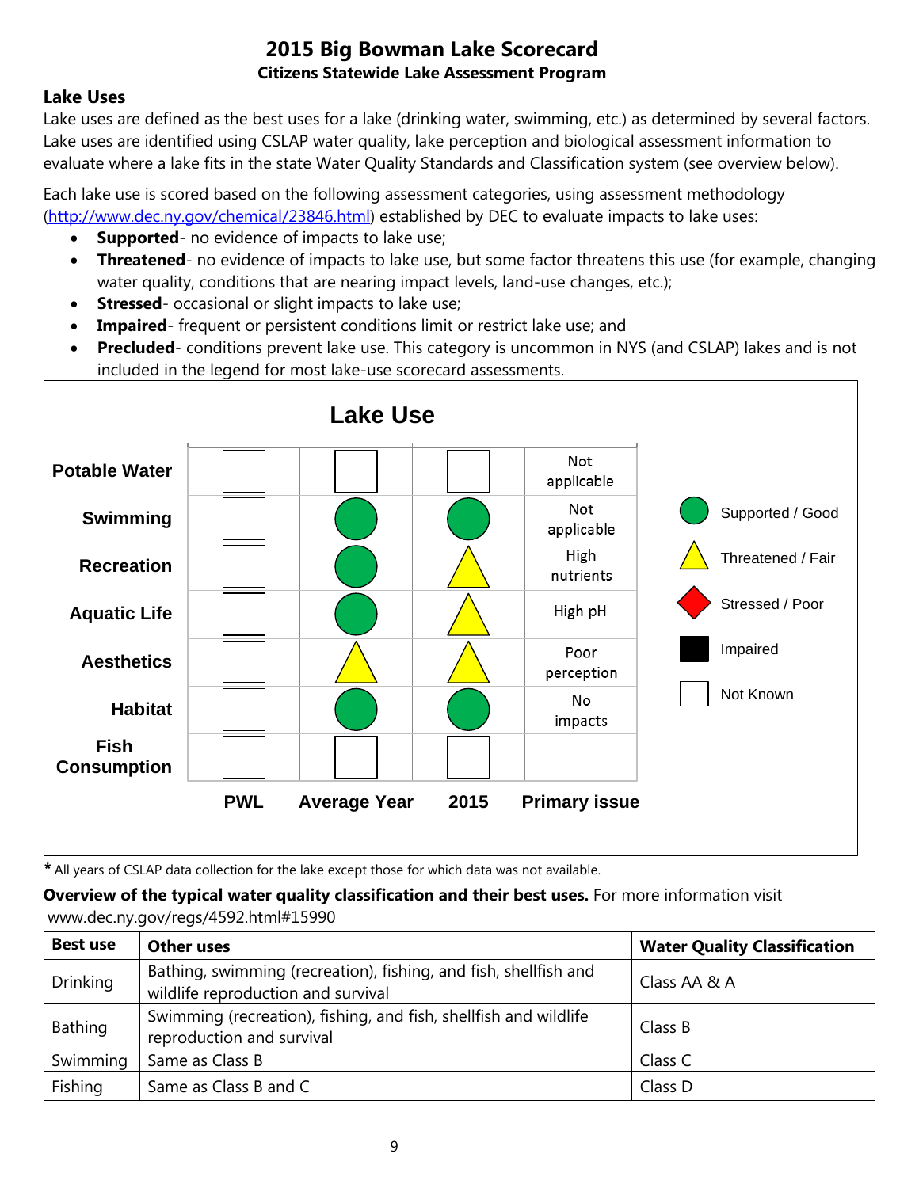# 2015 Big Bowman Lake Scorecard

**Citizens Statewide Lake Assessment Program**

## Lake Uses

Lake uses are defined as the best uses for a lake (drinking water, swimming, etc.) as determined by several factors. Lake uses are identified using CSLAP water quality, lake perception and biological assessment information to evaluate where a lake fits in the state Water Quality Standards and Classification system (see overview below).

Each lake use is scored based on the following assessment categories, using assessment methodology (http://www.dec.ny.gov/chemical/23846.html) established by DEC to evaluate impacts to lake uses:

- **Supported**- no evidence of impacts to lake use;
- **Threatened**- no evidence of impacts to lake use, but some factor threatens this use (for example, changing water quality, conditions that are nearing impact levels, land-use changes, etc.);
- **Stressed**- occasional or slight impacts to lake use;
- **Impaired**- frequent or persistent conditions limit or restrict lake use; and
- **Precluded**- conditions prevent lake use. This category is uncommon in NYS (and CSLAP) lakes and is not included in the legend for most lake-use scorecard assessments.

**Lake Use**

| | PWL | Average Year | 2015 | Primary issue |
|---|---|---|---|---|
| Potable Water | Not Known | Not Known | Not Known | Not applicable |
| Swimming | Not Known | Supported / Good | Supported / Good | Not applicable |
| Recreation | Not Known | Supported / Good | Threatened / Fair | High nutrients |
| Aquatic Life | Not Known | Supported / Good | Threatened / Fair | High pH |
| Aesthetics | Not Known | Threatened / Fair | Threatened / Fair | Poor perception |
| Habitat | Not Known | Supported / Good | Supported / Good | No impacts |
| Fish Consumption | Not Known | Not Known | Not Known | |

Legend: Supported / Good; Threatened / Fair; Stressed / Poor; Impaired; Not Known

**\*** All years of CSLAP data collection for the lake except those for which data was not available.

**Overview of the typical water quality classification and their best uses.** For more information visit www.dec.ny.gov/regs/4592.html#15990

| Best use | Other uses | Water Quality Classification |
|---|---|---|
| Drinking | Bathing, swimming (recreation), fishing, and fish, shellfish and wildlife reproduction and survival | Class AA & A |
| Bathing | Swimming (recreation), fishing, and fish, shellfish and wildlife reproduction and survival | Class B |
| Swimming | Same as Class B | Class C |
| Fishing | Same as Class B and C | Class D |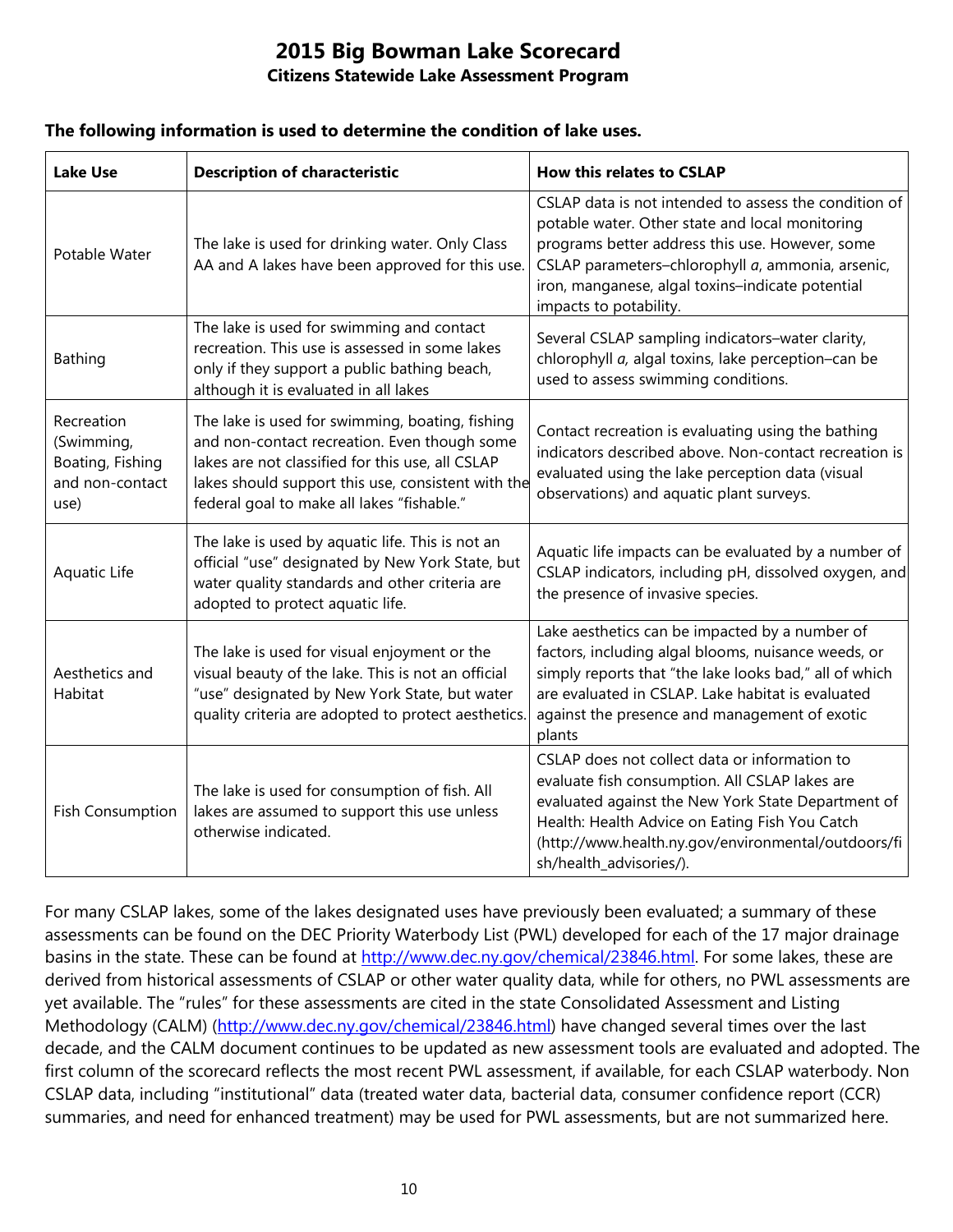# 2015 Big Bowman Lake Scorecard

## Citizens Statewide Lake Assessment Program

**The following information is used to determine the condition of lake uses.**

| Lake Use | Description of characteristic | How this relates to CSLAP |
|---|---|---|
| Potable Water | The lake is used for drinking water. Only Class AA and A lakes have been approved for this use. | CSLAP data is not intended to assess the condition of potable water. Other state and local monitoring programs better address this use. However, some CSLAP parameters–chlorophyll *a*, ammonia, arsenic, iron, manganese, algal toxins–indicate potential impacts to potability. |
| Bathing | The lake is used for swimming and contact recreation. This use is assessed in some lakes only if they support a public bathing beach, although it is evaluated in all lakes | Several CSLAP sampling indicators–water clarity, chlorophyll *a,* algal toxins, lake perception–can be used to assess swimming conditions. |
| Recreation (Swimming, Boating, Fishing and non-contact use) | The lake is used for swimming, boating, fishing and non-contact recreation. Even though some lakes are not classified for this use, all CSLAP lakes should support this use, consistent with the federal goal to make all lakes "fishable." | Contact recreation is evaluating using the bathing indicators described above. Non-contact recreation is evaluated using the lake perception data (visual observations) and aquatic plant surveys. |
| Aquatic Life | The lake is used by aquatic life. This is not an official "use" designated by New York State, but water quality standards and other criteria are adopted to protect aquatic life. | Aquatic life impacts can be evaluated by a number of CSLAP indicators, including pH, dissolved oxygen, and the presence of invasive species. |
| Aesthetics and Habitat | The lake is used for visual enjoyment or the visual beauty of the lake. This is not an official "use" designated by New York State, but water quality criteria are adopted to protect aesthetics. | Lake aesthetics can be impacted by a number of factors, including algal blooms, nuisance weeds, or simply reports that "the lake looks bad," all of which are evaluated in CSLAP. Lake habitat is evaluated against the presence and management of exotic plants |
| Fish Consumption | The lake is used for consumption of fish. All lakes are assumed to support this use unless otherwise indicated. | CSLAP does not collect data or information to evaluate fish consumption. All CSLAP lakes are evaluated against the New York State Department of Health: Health Advice on Eating Fish You Catch (http://www.health.ny.gov/environmental/outdoors/fish/health_advisories/). |

For many CSLAP lakes, some of the lakes designated uses have previously been evaluated; a summary of these assessments can be found on the DEC Priority Waterbody List (PWL) developed for each of the 17 major drainage basins in the state. These can be found at http://www.dec.ny.gov/chemical/23846.html. For some lakes, these are derived from historical assessments of CSLAP or other water quality data, while for others, no PWL assessments are yet available. The "rules" for these assessments are cited in the state Consolidated Assessment and Listing Methodology (CALM) (http://www.dec.ny.gov/chemical/23846.html) have changed several times over the last decade, and the CALM document continues to be updated as new assessment tools are evaluated and adopted. The first column of the scorecard reflects the most recent PWL assessment, if available, for each CSLAP waterbody. Non CSLAP data, including "institutional" data (treated water data, bacterial data, consumer confidence report (CCR) summaries, and need for enhanced treatment) may be used for PWL assessments, but are not summarized here.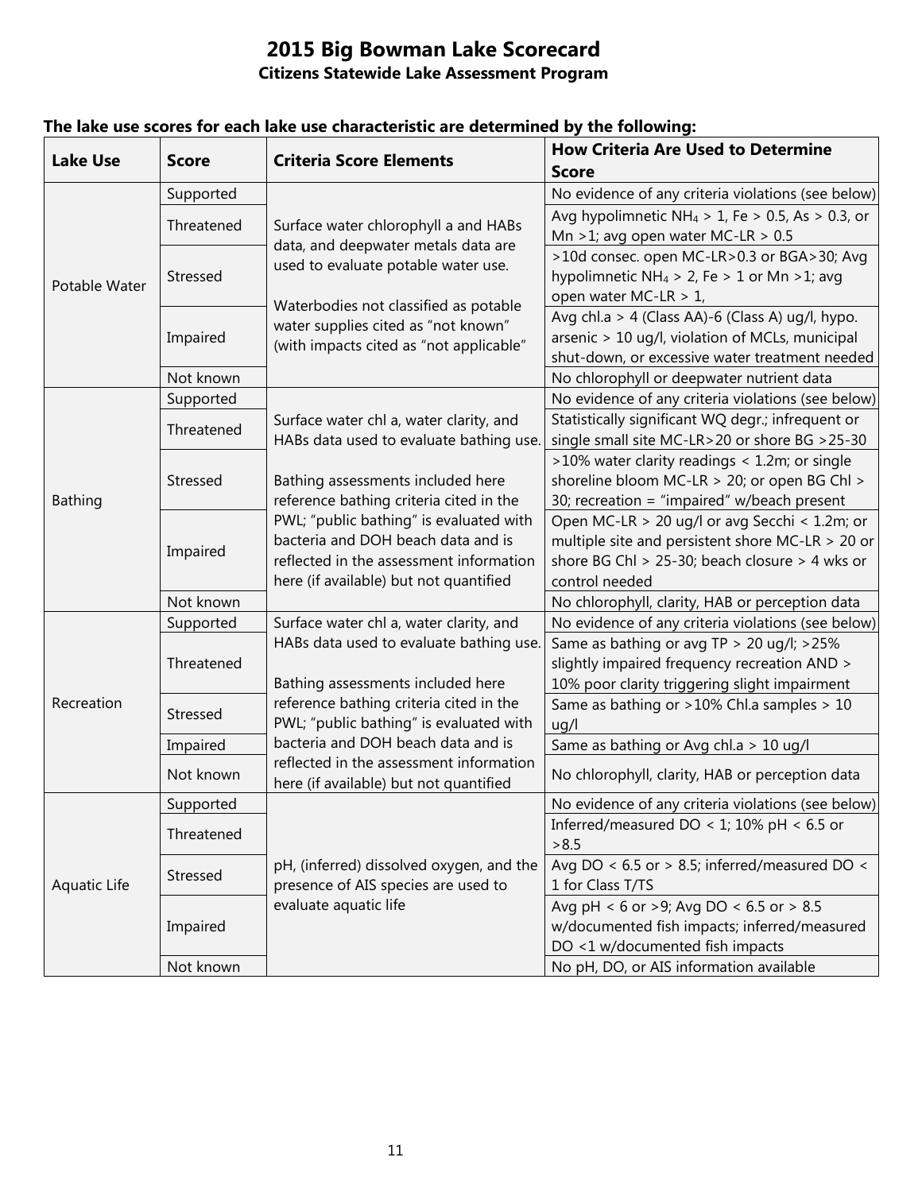# 2015 Big Bowman Lake Scorecard

## Citizens Statewide Lake Assessment Program

**The lake use scores for each lake use characteristic are determined by the following:**

| Lake Use | Score | Criteria Score Elements | How Criteria Are Used to Determine Score |
|---|---|---|---|
| Potable Water | Supported | Surface water chlorophyll a and HABs data, and deepwater metals data are used to evaluate potable water use. Waterbodies not classified as potable water supplies cited as "not known" (with impacts cited as "not applicable" | No evidence of any criteria violations (see below) |
| | Threatened | | Avg hypolimnetic $NH_4 > 1$, Fe > 0.5, As > 0.3, or Mn >1; avg open water MC-LR > 0.5 |
| | Stressed | | >10d consec. open MC-LR>0.3 or BGA>30; Avg hypolimnetic $NH_4 > 2$, Fe > 1 or Mn >1; avg open water MC-LR > 1, |
| | Impaired | | Avg chl.a > 4 (Class AA)-6 (Class A) ug/l, hypo. arsenic > 10 ug/l, violation of MCLs, municipal shut-down, or excessive water treatment needed |
| | Not known | | No chlorophyll or deepwater nutrient data |
| Bathing | Supported | Surface water chl a, water clarity, and HABs data used to evaluate bathing use. Bathing assessments included here reference bathing criteria cited in the PWL; "public bathing" is evaluated with bacteria and DOH beach data and is reflected in the assessment information here (if available) but not quantified | No evidence of any criteria violations (see below) |
| | Threatened | | Statistically significant WQ degr.; infrequent or single small site MC-LR>20 or shore BG >25-30 |
| | Stressed | | >10% water clarity readings < 1.2m; or single shoreline bloom MC-LR > 20; or open BG Chl > 30; recreation = "impaired" w/beach present |
| | Impaired | | Open MC-LR > 20 ug/l or avg Secchi < 1.2m; or multiple site and persistent shore MC-LR > 20 or shore BG Chl > 25-30; beach closure > 4 wks or control needed |
| | Not known | | No chlorophyll, clarity, HAB or perception data |
| Recreation | Supported | Surface water chl a, water clarity, and HABs data used to evaluate bathing use. Bathing assessments included here reference bathing criteria cited in the PWL; "public bathing" is evaluated with bacteria and DOH beach data and is reflected in the assessment information here (if available) but not quantified | No evidence of any criteria violations (see below) |
| | Threatened | | Same as bathing or avg TP > 20 ug/l; >25% slightly impaired frequency recreation AND > 10% poor clarity triggering slight impairment |
| | Stressed | | Same as bathing or >10% Chl.a samples > 10 ug/l |
| | Impaired | | Same as bathing or Avg chl.a > 10 ug/l |
| | Not known | | No chlorophyll, clarity, HAB or perception data |
| Aquatic Life | Supported | pH, (inferred) dissolved oxygen, and the presence of AIS species are used to evaluate aquatic life | No evidence of any criteria violations (see below) |
| | Threatened | | Inferred/measured DO < 1; 10% pH < 6.5 or >8.5 |
| | Stressed | | Avg DO < 6.5 or > 8.5; inferred/measured DO < 1 for Class T/TS |
| | Impaired | | Avg pH < 6 or >9; Avg DO < 6.5 or > 8.5 w/documented fish impacts; inferred/measured DO <1 w/documented fish impacts |
| | Not known | | No pH, DO, or AIS information available |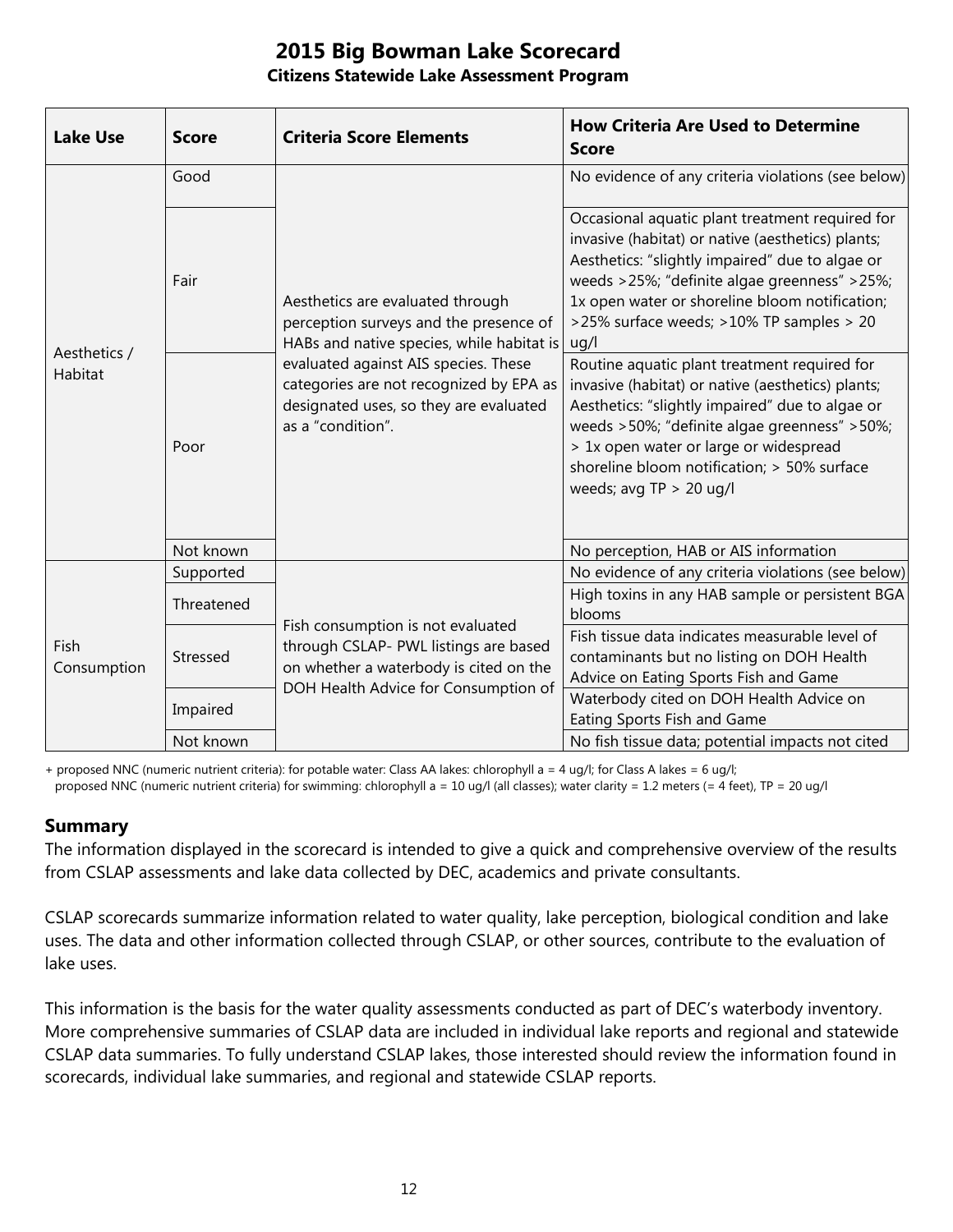# 2015 Big Bowman Lake Scorecard

**Citizens Statewide Lake Assessment Program**

| Lake Use | Score | Criteria Score Elements | How Criteria Are Used to Determine Score |
|---|---|---|---|
| Aesthetics / Habitat | Good | Aesthetics are evaluated through perception surveys and the presence of HABs and native species, while habitat is evaluated against AIS species. These categories are not recognized by EPA as designated uses, so they are evaluated as a "condition". | No evidence of any criteria violations (see below) |
| | Fair | | Occasional aquatic plant treatment required for invasive (habitat) or native (aesthetics) plants; Aesthetics: "slightly impaired" due to algae or weeds >25%; "definite algae greenness" >25%; 1x open water or shoreline bloom notification; >25% surface weeds; >10% TP samples > 20 ug/l |
| | Poor | | Routine aquatic plant treatment required for invasive (habitat) or native (aesthetics) plants; Aesthetics: "slightly impaired" due to algae or weeds >50%; "definite algae greenness" >50%; > 1x open water or large or widespread shoreline bloom notification; > 50% surface weeds; avg TP > 20 ug/l |
| | Not known | | No perception, HAB or AIS information |
| Fish Consumption | Supported | Fish consumption is not evaluated through CSLAP- PWL listings are based on whether a waterbody is cited on the DOH Health Advice for Consumption of | No evidence of any criteria violations (see below) |
| | Threatened | | High toxins in any HAB sample or persistent BGA blooms |
| | Stressed | | Fish tissue data indicates measurable level of contaminants but no listing on DOH Health Advice on Eating Sports Fish and Game |
| | Impaired | | Waterbody cited on DOH Health Advice on Eating Sports Fish and Game |
| | Not known | | No fish tissue data; potential impacts not cited |

+ proposed NNC (numeric nutrient criteria): for potable water: Class AA lakes: chlorophyll a = 4 ug/l; for Class A lakes = 6 ug/l;
proposed NNC (numeric nutrient criteria) for swimming: chlorophyll a = 10 ug/l (all classes); water clarity = 1.2 meters (= 4 feet), TP = 20 ug/l

## Summary

The information displayed in the scorecard is intended to give a quick and comprehensive overview of the results from CSLAP assessments and lake data collected by DEC, academics and private consultants.

CSLAP scorecards summarize information related to water quality, lake perception, biological condition and lake uses. The data and other information collected through CSLAP, or other sources, contribute to the evaluation of lake uses.

This information is the basis for the water quality assessments conducted as part of DEC's waterbody inventory. More comprehensive summaries of CSLAP data are included in individual lake reports and regional and statewide CSLAP data summaries. To fully understand CSLAP lakes, those interested should review the information found in scorecards, individual lake summaries, and regional and statewide CSLAP reports.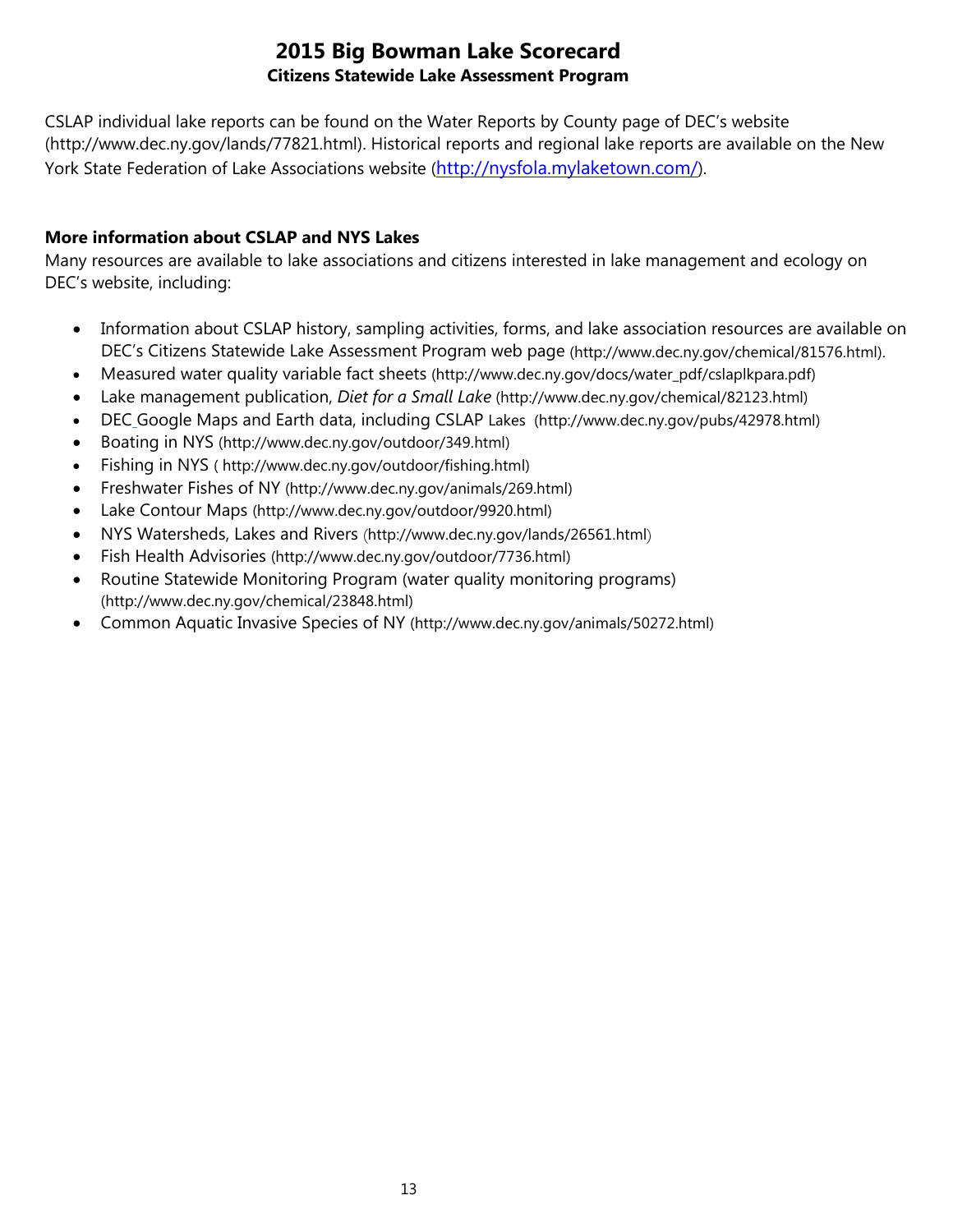# 2015 Big Bowman Lake Scorecard

### Citizens Statewide Lake Assessment Program

CSLAP individual lake reports can be found on the Water Reports by County page of DEC's website (http://www.dec.ny.gov/lands/77821.html). Historical reports and regional lake reports are available on the New York State Federation of Lake Associations website (http://nysfola.mylaketown.com/).

**More information about CSLAP and NYS Lakes**

Many resources are available to lake associations and citizens interested in lake management and ecology on DEC's website, including:

- Information about CSLAP history, sampling activities, forms, and lake association resources are available on DEC's Citizens Statewide Lake Assessment Program web page (http://www.dec.ny.gov/chemical/81576.html).
- Measured water quality variable fact sheets (http://www.dec.ny.gov/docs/water_pdf/cslaplkpara.pdf)
- Lake management publication, *Diet for a Small Lake* (http://www.dec.ny.gov/chemical/82123.html)
- DEC Google Maps and Earth data, including CSLAP Lakes (http://www.dec.ny.gov/pubs/42978.html)
- Boating in NYS (http://www.dec.ny.gov/outdoor/349.html)
- Fishing in NYS ( http://www.dec.ny.gov/outdoor/fishing.html)
- Freshwater Fishes of NY (http://www.dec.ny.gov/animals/269.html)
- Lake Contour Maps (http://www.dec.ny.gov/outdoor/9920.html)
- NYS Watersheds, Lakes and Rivers (http://www.dec.ny.gov/lands/26561.html)
- Fish Health Advisories (http://www.dec.ny.gov/outdoor/7736.html)
- Routine Statewide Monitoring Program (water quality monitoring programs) (http://www.dec.ny.gov/chemical/23848.html)
- Common Aquatic Invasive Species of NY (http://www.dec.ny.gov/animals/50272.html)